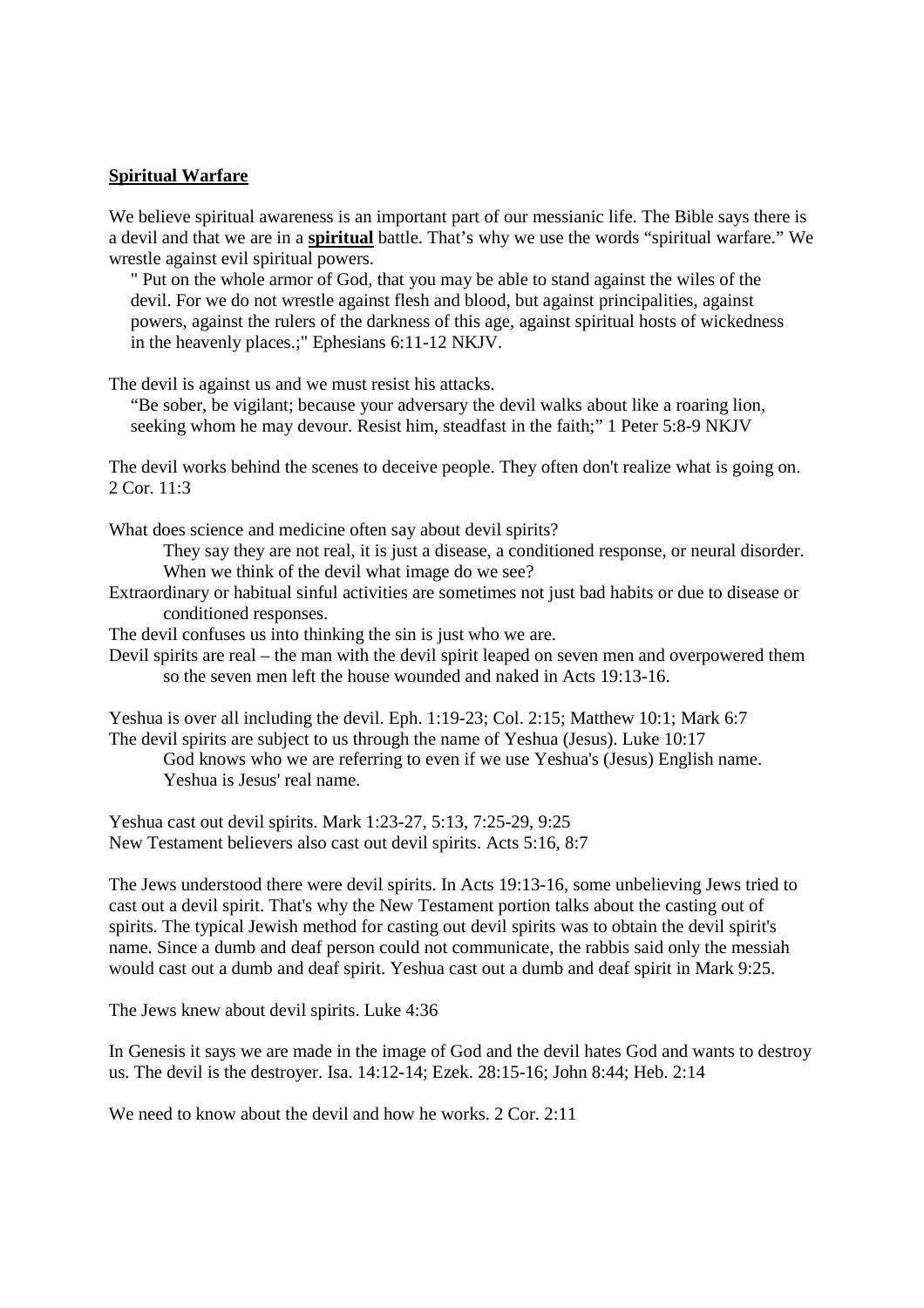**Spiritual Warfare**

We believe spiritual awareness is an important part of our messianic life. The Bible says there is a devil and that we are in a **spiritual** battle. That's why we use the words "spiritual warfare." We wrestle against evil spiritual powers.

> " Put on the whole armor of God, that you may be able to stand against the wiles of the devil. For we do not wrestle against flesh and blood, but against principalities, against powers, against the rulers of the darkness of this age, against spiritual hosts of wickedness in the heavenly places.;" Ephesians 6:11-12 NKJV.

The devil is against us and we must resist his attacks.

> "Be sober, be vigilant; because your adversary the devil walks about like a roaring lion, seeking whom he may devour. Resist him, steadfast in the faith;" 1 Peter 5:8-9 NKJV

The devil works behind the scenes to deceive people. They often don't realize what is going on. 2 Cor. 11:3

What does science and medicine often say about devil spirits?
    They say they are not real, it is just a disease, a conditioned response, or neural disorder.
    When we think of the devil what image do we see?
Extraordinary or habitual sinful activities are sometimes not just bad habits or due to disease or conditioned responses.
The devil confuses us into thinking the sin is just who we are.
Devil spirits are real – the man with the devil spirit leaped on seven men and overpowered them so the seven men left the house wounded and naked in Acts 19:13-16.

Yeshua is over all including the devil. Eph. 1:19-23; Col. 2:15; Matthew 10:1; Mark 6:7
The devil spirits are subject to us through the name of Yeshua (Jesus). Luke 10:17
    God knows who we are referring to even if we use Yeshua's (Jesus) English name.
    Yeshua is Jesus' real name.

Yeshua cast out devil spirits. Mark 1:23-27, 5:13, 7:25-29, 9:25
New Testament believers also cast out devil spirits. Acts 5:16, 8:7

The Jews understood there were devil spirits. In Acts 19:13-16, some unbelieving Jews tried to cast out a devil spirit. That's why the New Testament portion talks about the casting out of spirits. The typical Jewish method for casting out devil spirits was to obtain the devil spirit's name. Since a dumb and deaf person could not communicate, the rabbis said only the messiah would cast out a dumb and deaf spirit. Yeshua cast out a dumb and deaf spirit in Mark 9:25.

The Jews knew about devil spirits. Luke 4:36

In Genesis it says we are made in the image of God and the devil hates God and wants to destroy us. The devil is the destroyer. Isa. 14:12-14; Ezek. 28:15-16; John 8:44; Heb. 2:14

We need to know about the devil and how he works. 2 Cor. 2:11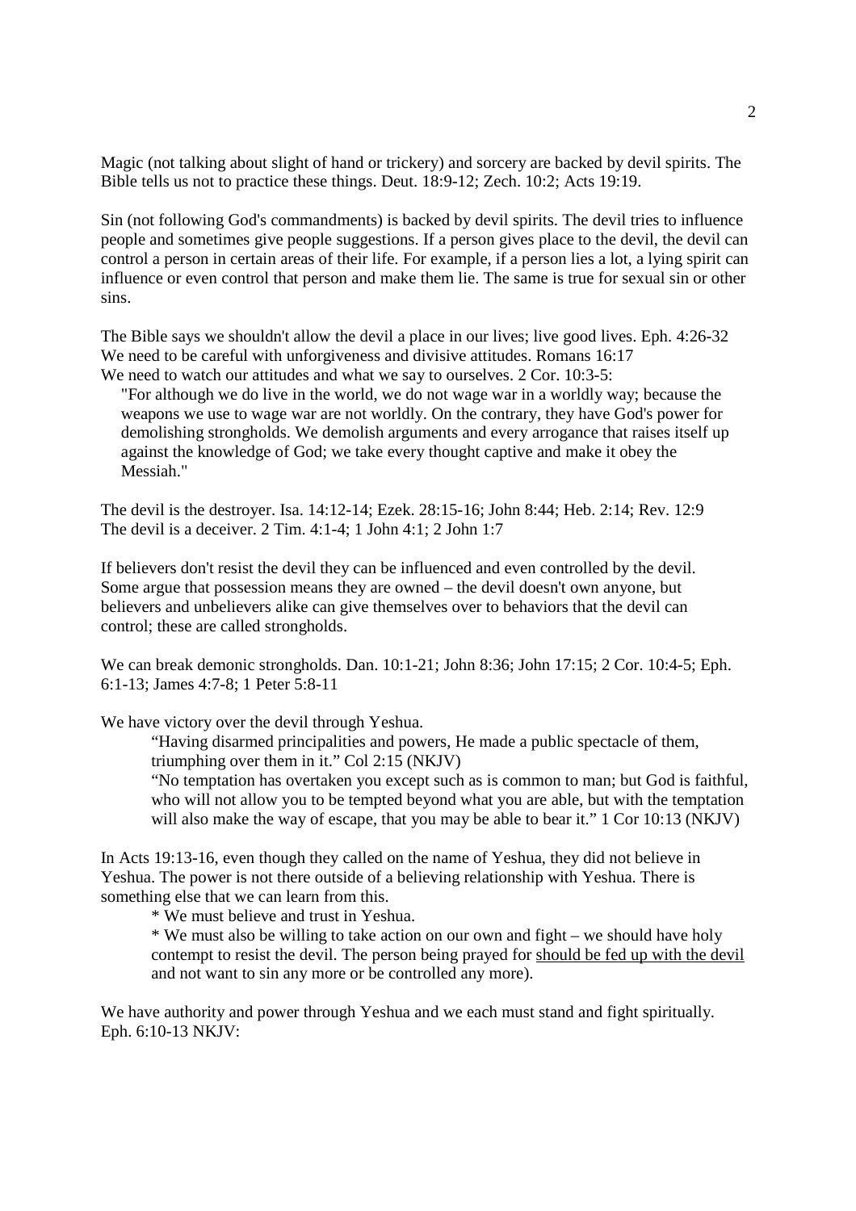Magic (not talking about slight of hand or trickery) and sorcery are backed by devil spirits. The Bible tells us not to practice these things. Deut. 18:9-12; Zech. 10:2; Acts 19:19.

Sin (not following God's commandments) is backed by devil spirits. The devil tries to influence people and sometimes give people suggestions. If a person gives place to the devil, the devil can control a person in certain areas of their life. For example, if a person lies a lot, a lying spirit can influence or even control that person and make them lie. The same is true for sexual sin or other sins.

The Bible says we shouldn't allow the devil a place in our lives; live good lives. Eph. 4:26-32
We need to be careful with unforgiveness and divisive attitudes. Romans 16:17
We need to watch our attitudes and what we say to ourselves. 2 Cor. 10:3-5:

> "For although we do live in the world, we do not wage war in a worldly way; because the weapons we use to wage war are not worldly. On the contrary, they have God's power for demolishing strongholds. We demolish arguments and every arrogance that raises itself up against the knowledge of God; we take every thought captive and make it obey the Messiah."

The devil is the destroyer. Isa. 14:12-14; Ezek. 28:15-16; John 8:44; Heb. 2:14; Rev. 12:9
The devil is a deceiver. 2 Tim. 4:1-4; 1 John 4:1; 2 John 1:7

If believers don't resist the devil they can be influenced and even controlled by the devil. Some argue that possession means they are owned – the devil doesn't own anyone, but believers and unbelievers alike can give themselves over to behaviors that the devil can control; these are called strongholds.

We can break demonic strongholds. Dan. 10:1-21; John 8:36; John 17:15; 2 Cor. 10:4-5; Eph. 6:1-13; James 4:7-8; 1 Peter 5:8-11

We have victory over the devil through Yeshua.

> "Having disarmed principalities and powers, He made a public spectacle of them, triumphing over them in it." Col 2:15 (NKJV)
>
> "No temptation has overtaken you except such as is common to man; but God is faithful, who will not allow you to be tempted beyond what you are able, but with the temptation will also make the way of escape, that you may be able to bear it." 1 Cor 10:13 (NKJV)

In Acts 19:13-16, even though they called on the name of Yeshua, they did not believe in Yeshua. The power is not there outside of a believing relationship with Yeshua. There is something else that we can learn from this.

* We must believe and trust in Yeshua.
* We must also be willing to take action on our own and fight – we should have holy contempt to resist the devil. The person being prayed for <u>should be fed up with the devil</u> and not want to sin any more or be controlled any more).

We have authority and power through Yeshua and we each must stand and fight spiritually. Eph. 6:10-13 NKJV: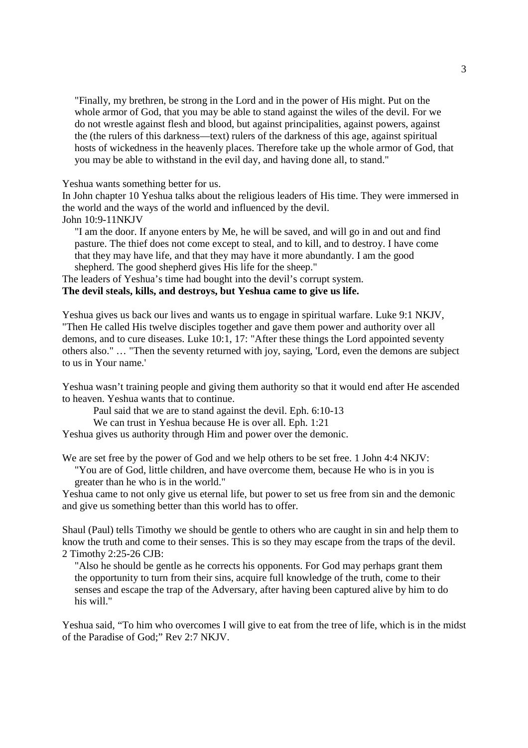> "Finally, my brethren, be strong in the Lord and in the power of His might. Put on the whole armor of God, that you may be able to stand against the wiles of the devil. For we do not wrestle against flesh and blood, but against principalities, against powers, against the (the rulers of this darkness—text) rulers of the darkness of this age, against spiritual hosts of wickedness in the heavenly places. Therefore take up the whole armor of God, that you may be able to withstand in the evil day, and having done all, to stand."

Yeshua wants something better for us.
In John chapter 10 Yeshua talks about the religious leaders of His time. They were immersed in the world and the ways of the world and influenced by the devil.
John 10:9-11NKJV

> "I am the door. If anyone enters by Me, he will be saved, and will go in and out and find pasture. The thief does not come except to steal, and to kill, and to destroy. I have come that they may have life, and that they may have it more abundantly. I am the good shepherd. The good shepherd gives His life for the sheep."

The leaders of Yeshua's time had bought into the devil's corrupt system.
**The devil steals, kills, and destroys, but Yeshua came to give us life.**

Yeshua gives us back our lives and wants us to engage in spiritual warfare. Luke 9:1 NKJV, "Then He called His twelve disciples together and gave them power and authority over all demons, and to cure diseases. Luke 10:1, 17: "After these things the Lord appointed seventy others also." … "Then the seventy returned with joy, saying, 'Lord, even the demons are subject to us in Your name.'

Yeshua wasn't training people and giving them authority so that it would end after He ascended to heaven. Yeshua wants that to continue.

  Paul said that we are to stand against the devil. Eph. 6:10-13
  We can trust in Yeshua because He is over all. Eph. 1:21

Yeshua gives us authority through Him and power over the demonic.

We are set free by the power of God and we help others to be set free. 1 John 4:4 NKJV:

> "You are of God, little children, and have overcome them, because He who is in you is greater than he who is in the world."

Yeshua came to not only give us eternal life, but power to set us free from sin and the demonic and give us something better than this world has to offer.

Shaul (Paul) tells Timothy we should be gentle to others who are caught in sin and help them to know the truth and come to their senses. This is so they may escape from the traps of the devil.
2 Timothy 2:25-26 CJB:

> "Also he should be gentle as he corrects his opponents. For God may perhaps grant them the opportunity to turn from their sins, acquire full knowledge of the truth, come to their senses and escape the trap of the Adversary, after having been captured alive by him to do his will."

Yeshua said, "To him who overcomes I will give to eat from the tree of life, which is in the midst of the Paradise of God;" Rev 2:7 NKJV.